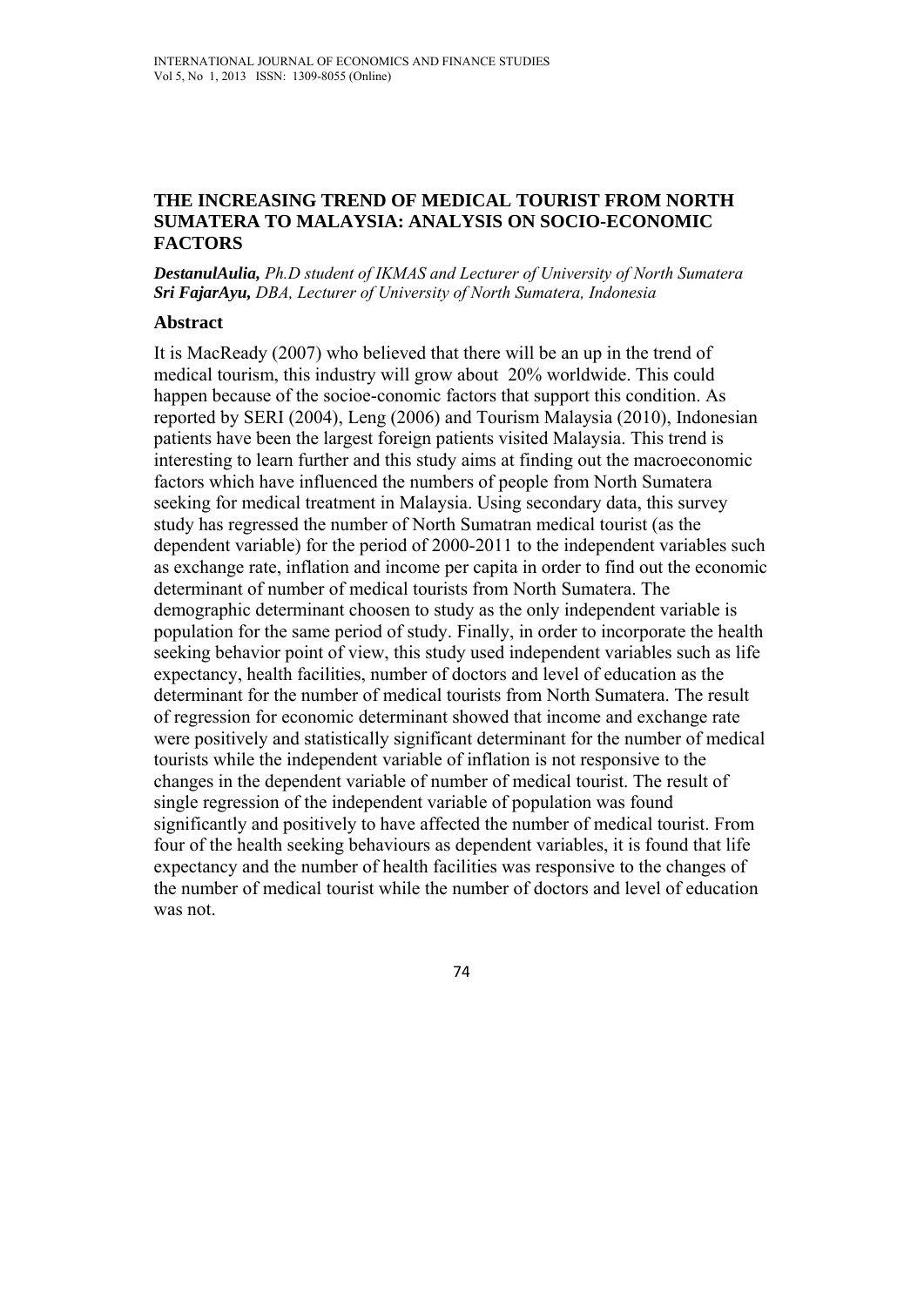# THE INCREASING TREND OF MEDICAL TOURIST FROM NORTH SUMATERA TO MALAYSIA: ANALYSIS ON SOCIO-ECONOMIC FACTORS

***DestanulAulia,*** *Ph.D student of IKMAS and Lecturer of University of North Sumatera*
***Sri FajarAyu,*** *DBA, Lecturer of University of North Sumatera, Indonesia*

## Abstract

It is MacReady (2007) who believed that there will be an up in the trend of medical tourism, this industry will grow about 20% worldwide. This could happen because of the socioe-conomic factors that support this condition. As reported by SERI (2004), Leng (2006) and Tourism Malaysia (2010), Indonesian patients have been the largest foreign patients visited Malaysia. This trend is interesting to learn further and this study aims at finding out the macroeconomic factors which have influenced the numbers of people from North Sumatera seeking for medical treatment in Malaysia. Using secondary data, this survey study has regressed the number of North Sumatran medical tourist (as the dependent variable) for the period of 2000-2011 to the independent variables such as exchange rate, inflation and income per capita in order to find out the economic determinant of number of medical tourists from North Sumatera. The demographic determinant choosen to study as the only independent variable is population for the same period of study. Finally, in order to incorporate the health seeking behavior point of view, this study used independent variables such as life expectancy, health facilities, number of doctors and level of education as the determinant for the number of medical tourists from North Sumatera. The result of regression for economic determinant showed that income and exchange rate were positively and statistically significant determinant for the number of medical tourists while the independent variable of inflation is not responsive to the changes in the dependent variable of number of medical tourist. The result of single regression of the independent variable of population was found significantly and positively to have affected the number of medical tourist. From four of the health seeking behaviours as dependent variables, it is found that life expectancy and the number of health facilities was responsive to the changes of the number of medical tourist while the number of doctors and level of education was not.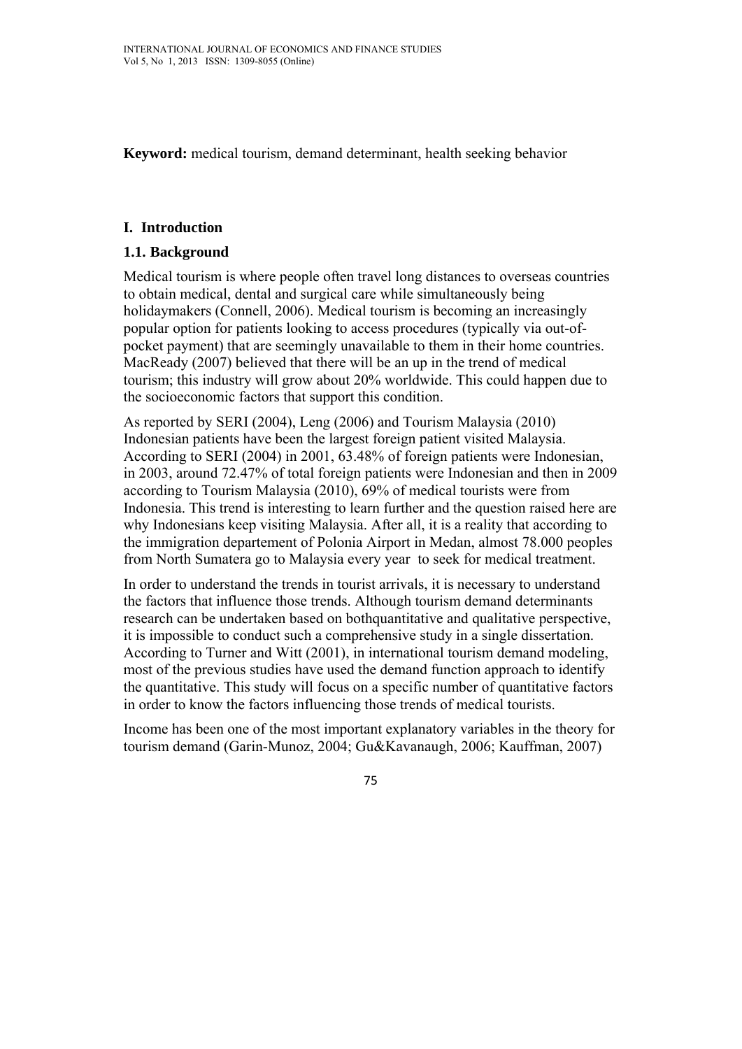**Keyword:** medical tourism, demand determinant, health seeking behavior

## I. Introduction

### 1.1. Background

Medical tourism is where people often travel long distances to overseas countries to obtain medical, dental and surgical care while simultaneously being holidaymakers (Connell, 2006). Medical tourism is becoming an increasingly popular option for patients looking to access procedures (typically via out-of-pocket payment) that are seemingly unavailable to them in their home countries. MacReady (2007) believed that there will be an up in the trend of medical tourism; this industry will grow about 20% worldwide. This could happen due to the socioeconomic factors that support this condition.

As reported by SERI (2004), Leng (2006) and Tourism Malaysia (2010) Indonesian patients have been the largest foreign patient visited Malaysia. According to SERI (2004) in 2001, 63.48% of foreign patients were Indonesian, in 2003, around 72.47% of total foreign patients were Indonesian and then in 2009 according to Tourism Malaysia (2010), 69% of medical tourists were from Indonesia. This trend is interesting to learn further and the question raised here are why Indonesians keep visiting Malaysia. After all, it is a reality that according to the immigration departement of Polonia Airport in Medan, almost 78.000 peoples from North Sumatera go to Malaysia every year to seek for medical treatment.

In order to understand the trends in tourist arrivals, it is necessary to understand the factors that influence those trends. Although tourism demand determinants research can be undertaken based on bothquantitative and qualitative perspective, it is impossible to conduct such a comprehensive study in a single dissertation. According to Turner and Witt (2001), in international tourism demand modeling, most of the previous studies have used the demand function approach to identify the quantitative. This study will focus on a specific number of quantitative factors in order to know the factors influencing those trends of medical tourists.

Income has been one of the most important explanatory variables in the theory for tourism demand (Garin-Munoz, 2004; Gu&Kavanaugh, 2006; Kauffman, 2007)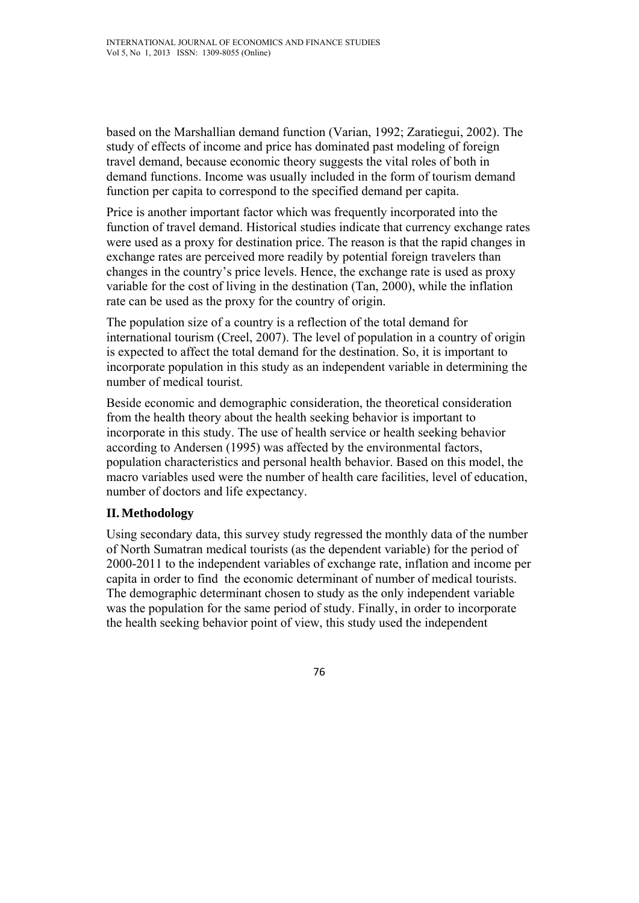based on the Marshallian demand function (Varian, 1992; Zaratiegui, 2002). The study of effects of income and price has dominated past modeling of foreign travel demand, because economic theory suggests the vital roles of both in demand functions. Income was usually included in the form of tourism demand function per capita to correspond to the specified demand per capita.

Price is another important factor which was frequently incorporated into the function of travel demand. Historical studies indicate that currency exchange rates were used as a proxy for destination price. The reason is that the rapid changes in exchange rates are perceived more readily by potential foreign travelers than changes in the country's price levels. Hence, the exchange rate is used as proxy variable for the cost of living in the destination (Tan, 2000), while the inflation rate can be used as the proxy for the country of origin.

The population size of a country is a reflection of the total demand for international tourism (Creel, 2007). The level of population in a country of origin is expected to affect the total demand for the destination. So, it is important to incorporate population in this study as an independent variable in determining the number of medical tourist.

Beside economic and demographic consideration, the theoretical consideration from the health theory about the health seeking behavior is important to incorporate in this study. The use of health service or health seeking behavior according to Andersen (1995) was affected by the environmental factors, population characteristics and personal health behavior. Based on this model, the macro variables used were the number of health care facilities, level of education, number of doctors and life expectancy.

## II. Methodology

Using secondary data, this survey study regressed the monthly data of the number of North Sumatran medical tourists (as the dependent variable) for the period of 2000-2011 to the independent variables of exchange rate, inflation and income per capita in order to find the economic determinant of number of medical tourists. The demographic determinant chosen to study as the only independent variable was the population for the same period of study. Finally, in order to incorporate the health seeking behavior point of view, this study used the independent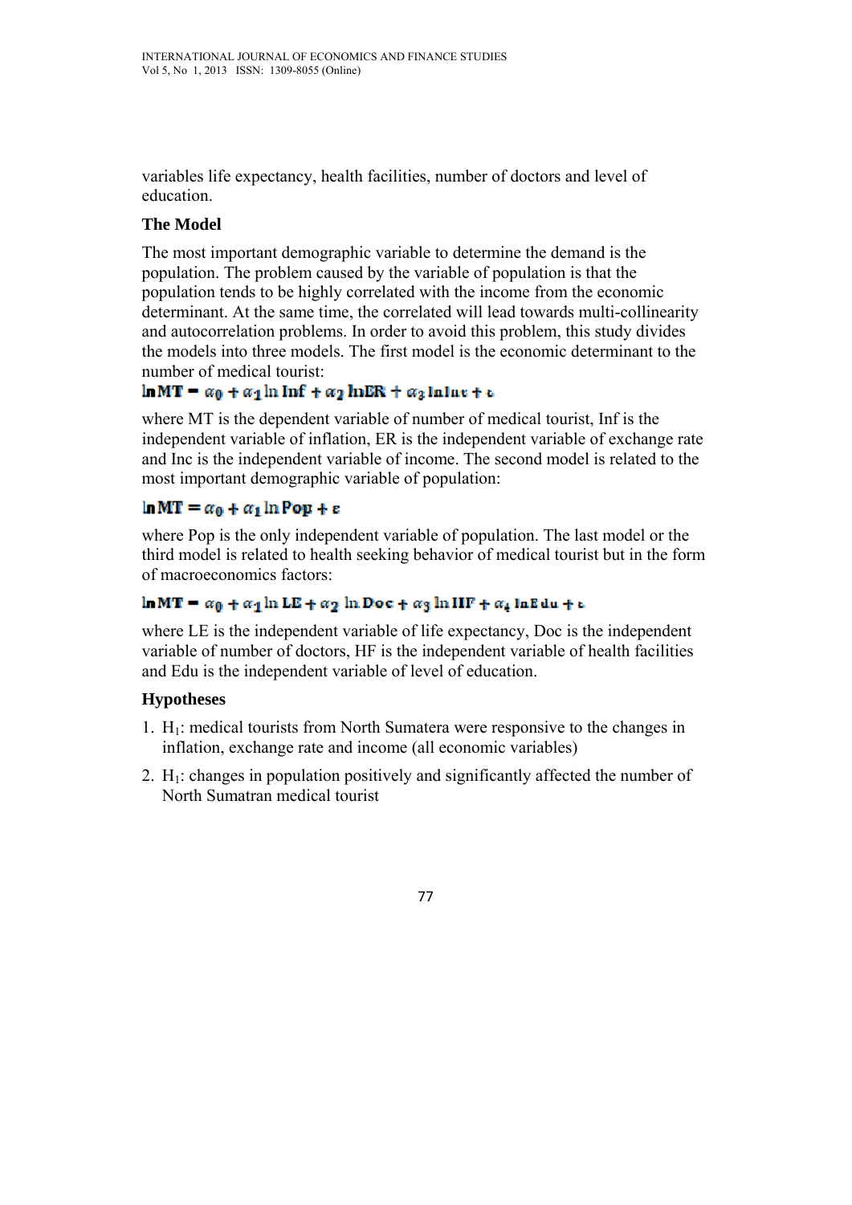variables life expectancy, health facilities, number of doctors and level of education.

**The Model**

The most important demographic variable to determine the demand is the population. The problem caused by the variable of population is that the population tends to be highly correlated with the income from the economic determinant. At the same time, the correlated will lead towards multi-collinearity and autocorrelation problems. In order to avoid this problem, this study divides the models into three models. The first model is the economic determinant to the number of medical tourist:

$$\ln MT = \alpha_0 + \alpha_1 \ln Inf + \alpha_2 \ln ER + \alpha_3 \ln Inc + \varepsilon$$

where MT is the dependent variable of number of medical tourist, Inf is the independent variable of inflation, ER is the independent variable of exchange rate and Inc is the independent variable of income. The second model is related to the most important demographic variable of population:

$$\ln MT = \alpha_0 + \alpha_1 \ln Pop + \varepsilon$$

where Pop is the only independent variable of population. The last model or the third model is related to health seeking behavior of medical tourist but in the form of macroeconomics factors:

$$\ln MT = \alpha_0 + \alpha_1 \ln LE + \alpha_2 \ln Doc + \alpha_3 \ln HF + \alpha_4 \ln Edu + \varepsilon$$

where LE is the independent variable of life expectancy, Doc is the independent variable of number of doctors, HF is the independent variable of health facilities and Edu is the independent variable of level of education.

**Hypotheses**

1. $H_1$: medical tourists from North Sumatera were responsive to the changes in inflation, exchange rate and income (all economic variables)
2. $H_1$: changes in population positively and significantly affected the number of North Sumatran medical tourist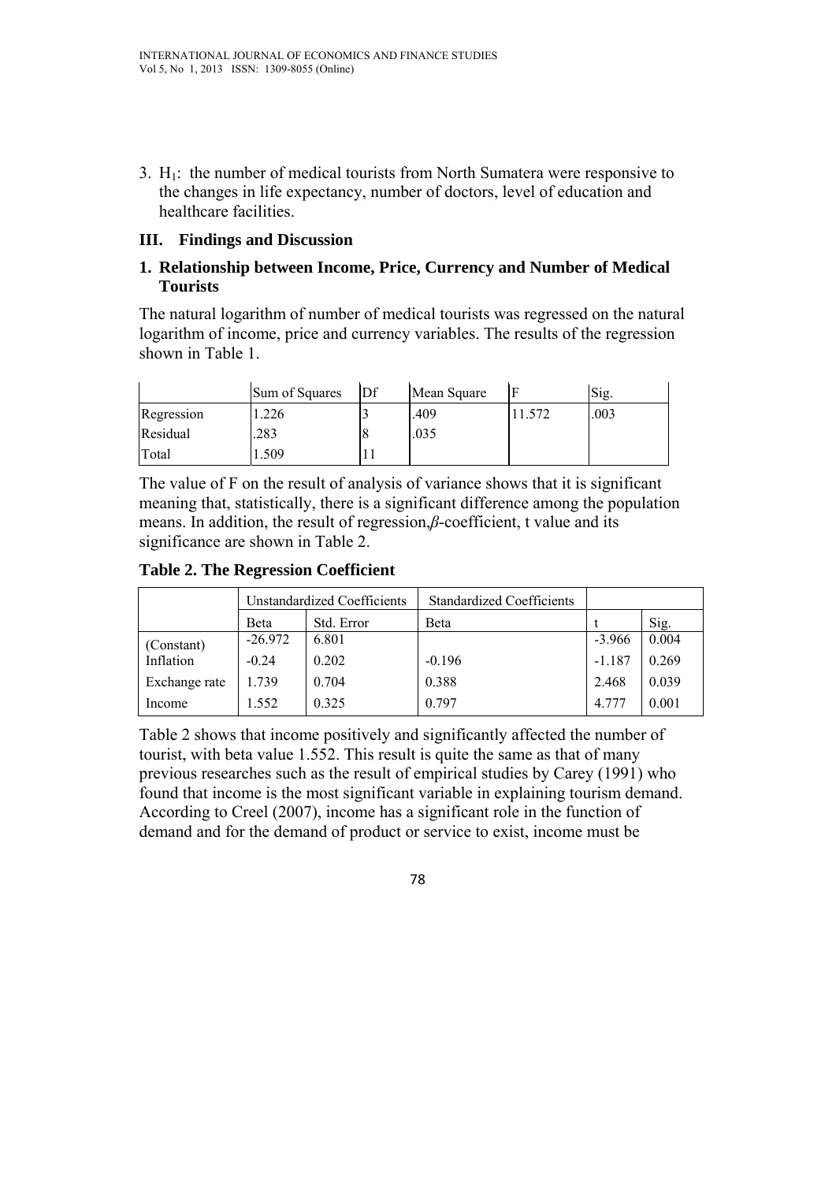3. $H_1$: the number of medical tourists from North Sumatera were responsive to the changes in life expectancy, number of doctors, level of education and healthcare facilities.

## III. Findings and Discussion

### 1. Relationship between Income, Price, Currency and Number of Medical Tourists

The natural logarithm of number of medical tourists was regressed on the natural logarithm of income, price and currency variables. The results of the regression shown in Table 1.

| | Sum of Squares | Df | Mean Square | F | Sig. |
|---|---|---|---|---|---|
| Regression | 1.226 | 3 | .409 | 11.572 | .003 |
| Residual | .283 | 8 | .035 | | |
| Total | 1.509 | 11 | | | |

The value of F on the result of analysis of variance shows that it is significant meaning that, statistically, there is a significant difference among the population means. In addition, the result of regression,*β*-coefficient, t value and its significance are shown in Table 2.

**Table 2. The Regression Coefficient**

| | Unstandardized Coefficients | | Standardized Coefficients | | |
|---|---|---|---|---|---|
| | Beta | Std. Error | Beta | t | Sig. |
| (Constant) | -26.972 | 6.801 | | -3.966 | 0.004 |
| Inflation | -0.24 | 0.202 | -0.196 | -1.187 | 0.269 |
| Exchange rate | 1.739 | 0.704 | 0.388 | 2.468 | 0.039 |
| Income | 1.552 | 0.325 | 0.797 | 4.777 | 0.001 |

Table 2 shows that income positively and significantly affected the number of tourist, with beta value 1.552. This result is quite the same as that of many previous researches such as the result of empirical studies by Carey (1991) who found that income is the most significant variable in explaining tourism demand. According to Creel (2007), income has a significant role in the function of demand and for the demand of product or service to exist, income must be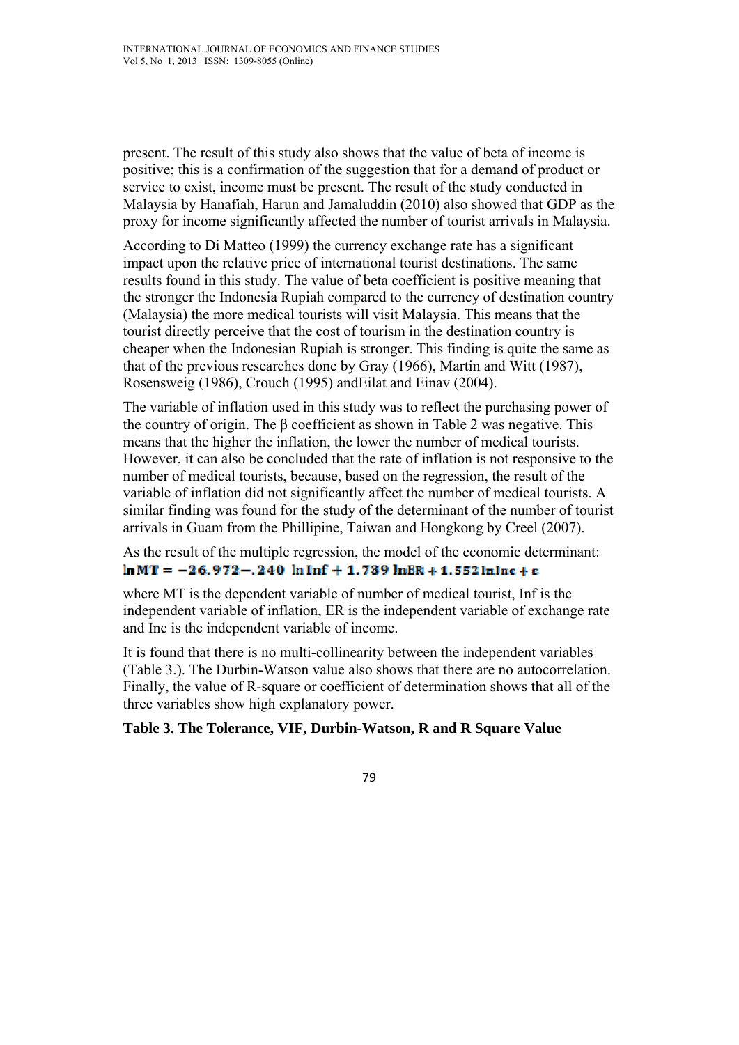present. The result of this study also shows that the value of beta of income is positive; this is a confirmation of the suggestion that for a demand of product or service to exist, income must be present. The result of the study conducted in Malaysia by Hanafiah, Harun and Jamaluddin (2010) also showed that GDP as the proxy for income significantly affected the number of tourist arrivals in Malaysia.

According to Di Matteo (1999) the currency exchange rate has a significant impact upon the relative price of international tourist destinations. The same results found in this study. The value of beta coefficient is positive meaning that the stronger the Indonesia Rupiah compared to the currency of destination country (Malaysia) the more medical tourists will visit Malaysia. This means that the tourist directly perceive that the cost of tourism in the destination country is cheaper when the Indonesian Rupiah is stronger. This finding is quite the same as that of the previous researches done by Gray (1966), Martin and Witt (1987), Rosensweig (1986), Crouch (1995) andEilat and Einav (2004).

The variable of inflation used in this study was to reflect the purchasing power of the country of origin. The β coefficient as shown in Table 2 was negative. This means that the higher the inflation, the lower the number of medical tourists. However, it can also be concluded that the rate of inflation is not responsive to the number of medical tourists, because, based on the regression, the result of the variable of inflation did not significantly affect the number of medical tourists. A similar finding was found for the study of the determinant of the number of tourist arrivals in Guam from the Phillipine, Taiwan and Hongkong by Creel (2007).

As the result of the multiple regression, the model of the economic determinant:

$$\ln MT = -26.972 - .240 \ln Inf + 1.739 \ln ER + 1.552 \ln Inc + \varepsilon$$

where MT is the dependent variable of number of medical tourist, Inf is the independent variable of inflation, ER is the independent variable of exchange rate and Inc is the independent variable of income.

It is found that there is no multi-collinearity between the independent variables (Table 3.). The Durbin-Watson value also shows that there are no autocorrelation. Finally, the value of R-square or coefficient of determination shows that all of the three variables show high explanatory power.

**Table 3. The Tolerance, VIF, Durbin-Watson, R and R Square Value**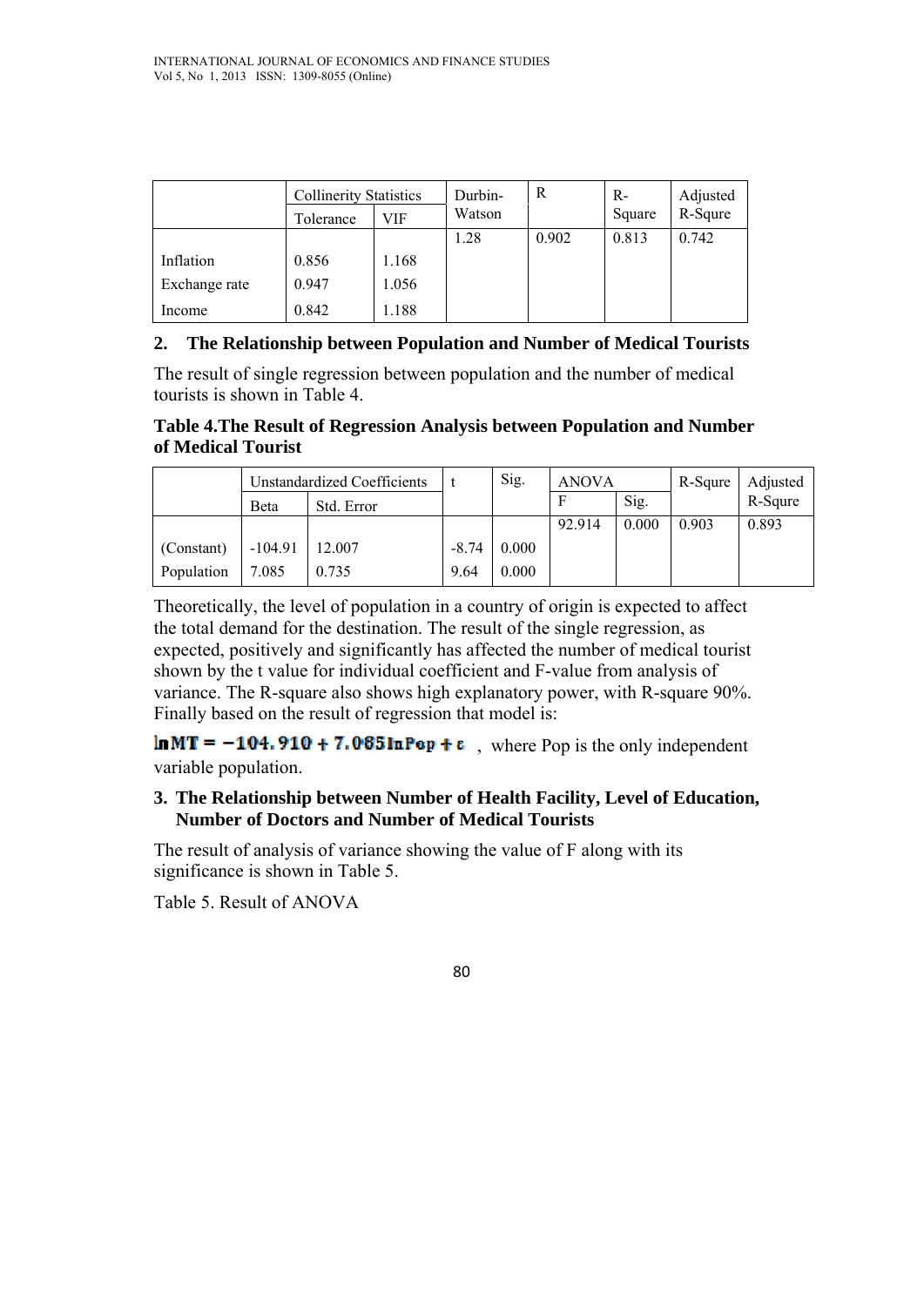| | Collinearity Statistics | | Durbin-Watson | R | R-Square | Adjusted R-Squre |
|---|---|---|---|---|---|---|
| | Tolerance | VIF | | | | |
| | | | 1.28 | 0.902 | 0.813 | 0.742 |
| Inflation | 0.856 | 1.168 | | | | |
| Exchange rate | 0.947 | 1.056 | | | | |
| Income | 0.842 | 1.188 | | | | |

### 2. The Relationship between Population and Number of Medical Tourists

The result of single regression between population and the number of medical tourists is shown in Table 4.

**Table 4.The Result of Regression Analysis between Population and Number of Medical Tourist**

| | Unstandardized Coefficients | | t | Sig. | ANOVA | | R-Squre | Adjusted R-Squre |
|---|---|---|---|---|---|---|---|---|
| | Beta | Std. Error | | | F | Sig. | | |
| | | | | | 92.914 | 0.000 | 0.903 | 0.893 |
| (Constant) | -104.91 | 12.007 | -8.74 | 0.000 | | | | |
| Population | 7.085 | 0.735 | 9.64 | 0.000 | | | | |

Theoretically, the level of population in a country of origin is expected to affect the total demand for the destination. The result of the single regression, as expected, positively and significantly has affected the number of medical tourist shown by the t value for individual coefficient and F-value from analysis of variance. The R-square also shows high explanatory power, with R-square 90%. Finally based on the result of regression that model is:

$\ln MT = -104.910 + 7.085 \ln Pop + \varepsilon$ , where Pop is the only independent variable population.

### 3. The Relationship between Number of Health Facility, Level of Education, Number of Doctors and Number of Medical Tourists

The result of analysis of variance showing the value of F along with its significance is shown in Table 5.

Table 5. Result of ANOVA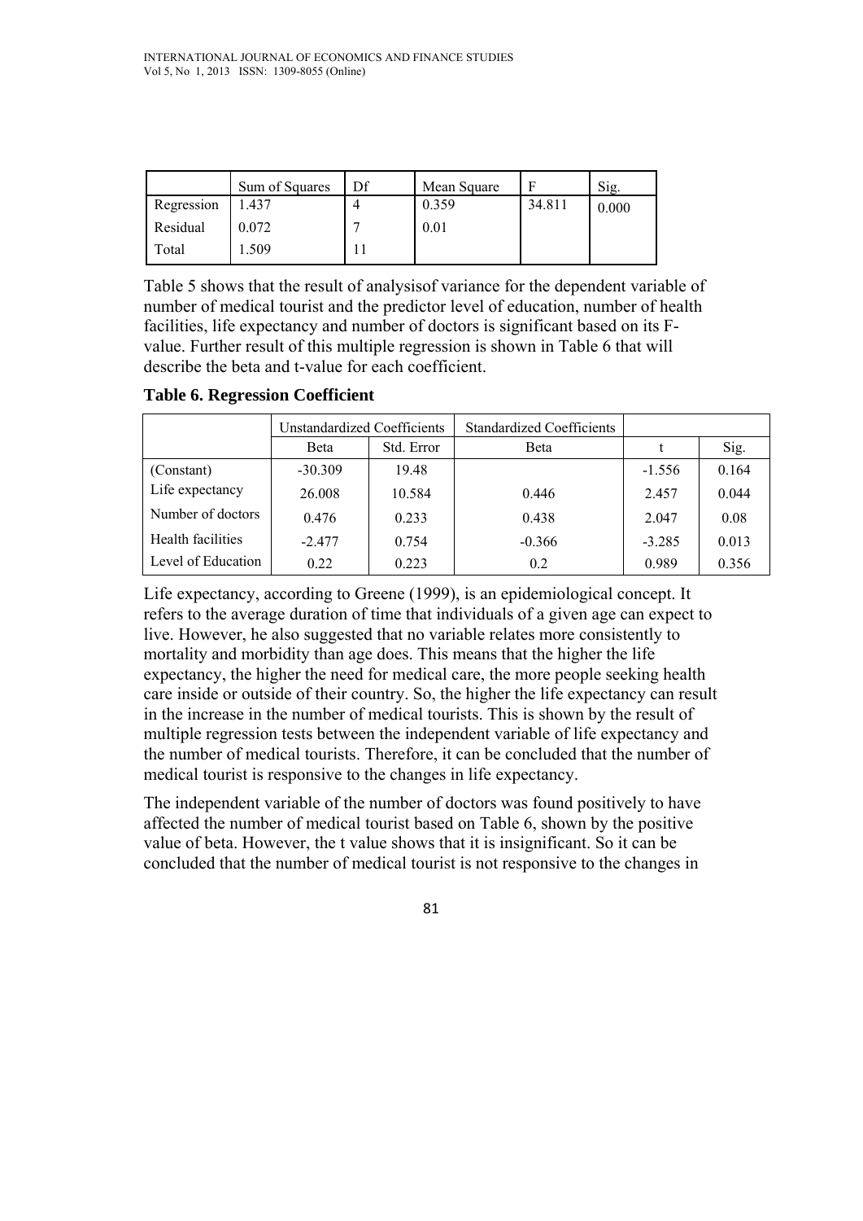|  | Sum of Squares | Df | Mean Square | F | Sig. |
| --- | --- | --- | --- | --- | --- |
| Regression | 1.437 | 4 | 0.359 | 34.811 | 0.000 |
| Residual | 0.072 | 7 | 0.01 |  |  |
| Total | 1.509 | 11 |  |  |  |

Table 5 shows that the result of analysisof variance for the dependent variable of number of medical tourist and the predictor level of education, number of health facilities, life expectancy and number of doctors is significant based on its F-value. Further result of this multiple regression is shown in Table 6 that will describe the beta and t-value for each coefficient.

**Table 6. Regression Coefficient**

|  | Unstandardized Coefficients |  | Standardized Coefficients |  |  |
| --- | --- | --- | --- | --- | --- |
|  | Beta | Std. Error | Beta | t | Sig. |
| (Constant) | -30.309 | 19.48 |  | -1.556 | 0.164 |
| Life expectancy | 26.008 | 10.584 | 0.446 | 2.457 | 0.044 |
| Number of doctors | 0.476 | 0.233 | 0.438 | 2.047 | 0.08 |
| Health facilities | -2.477 | 0.754 | -0.366 | -3.285 | 0.013 |
| Level of Education | 0.22 | 0.223 | 0.2 | 0.989 | 0.356 |

Life expectancy, according to Greene (1999), is an epidemiological concept. It refers to the average duration of time that individuals of a given age can expect to live. However, he also suggested that no variable relates more consistently to mortality and morbidity than age does. This means that the higher the life expectancy, the higher the need for medical care, the more people seeking health care inside or outside of their country. So, the higher the life expectancy can result in the increase in the number of medical tourists. This is shown by the result of multiple regression tests between the independent variable of life expectancy and the number of medical tourists. Therefore, it can be concluded that the number of medical tourist is responsive to the changes in life expectancy.

The independent variable of the number of doctors was found positively to have affected the number of medical tourist based on Table 6, shown by the positive value of beta. However, the t value shows that it is insignificant. So it can be concluded that the number of medical tourist is not responsive to the changes in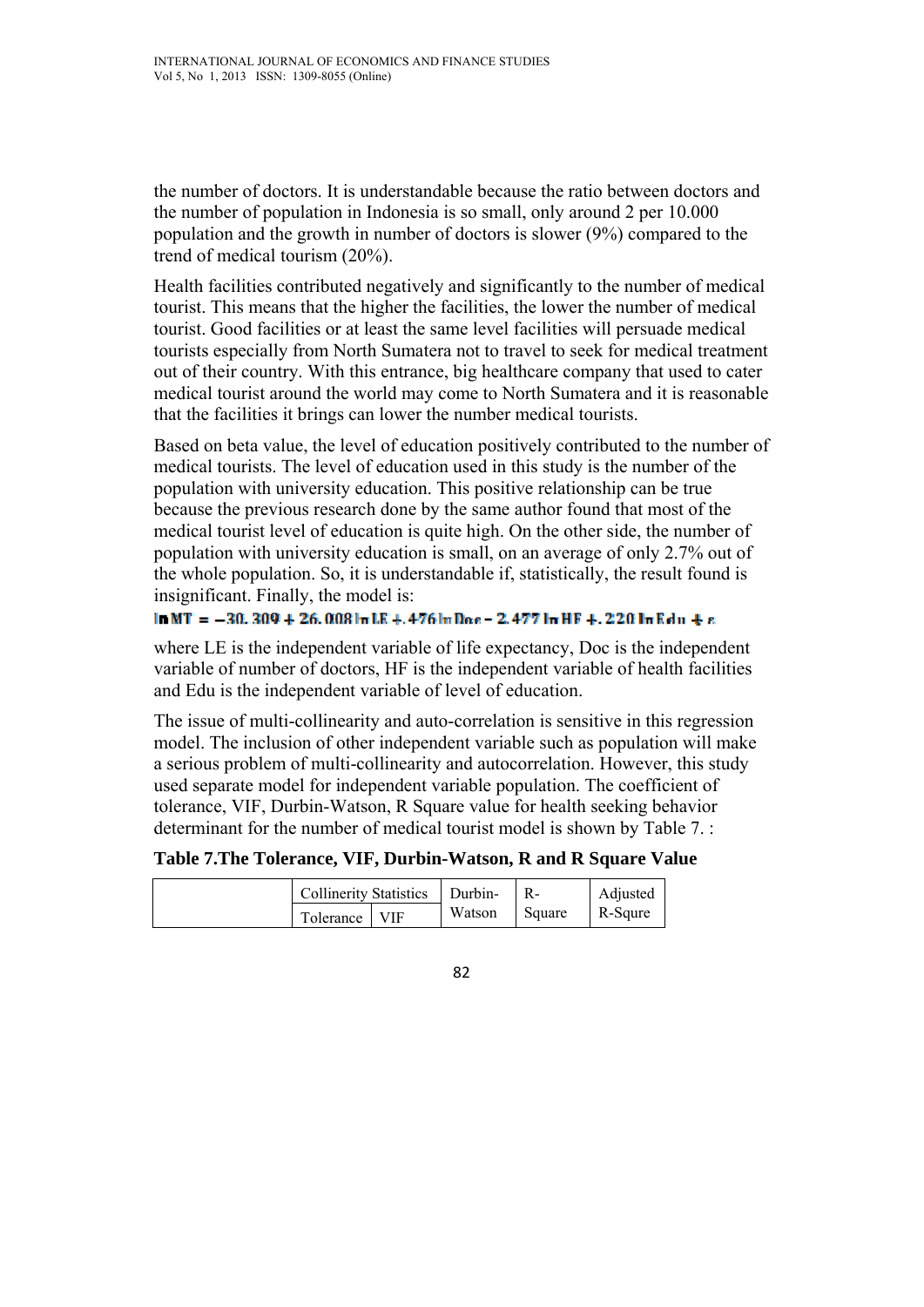the number of doctors. It is understandable because the ratio between doctors and the number of population in Indonesia is so small, only around 2 per 10.000 population and the growth in number of doctors is slower (9%) compared to the trend of medical tourism (20%).

Health facilities contributed negatively and significantly to the number of medical tourist. This means that the higher the facilities, the lower the number of medical tourist. Good facilities or at least the same level facilities will persuade medical tourists especially from North Sumatera not to travel to seek for medical treatment out of their country. With this entrance, big healthcare company that used to cater medical tourist around the world may come to North Sumatera and it is reasonable that the facilities it brings can lower the number medical tourists.

Based on beta value, the level of education positively contributed to the number of medical tourists. The level of education used in this study is the number of the population with university education. This positive relationship can be true because the previous research done by the same author found that most of the medical tourist level of education is quite high. On the other side, the number of population with university education is small, on an average of only 2.7% out of the whole population. So, it is understandable if, statistically, the result found is insignificant. Finally, the model is:

$$\ln MT = -30.309 + 26.008 \ln LE + .476 \ln Doc - 2.477 \ln HF + .220 \ln Edu + \varepsilon$$

where LE is the independent variable of life expectancy, Doc is the independent variable of number of doctors, HF is the independent variable of health facilities and Edu is the independent variable of level of education.

The issue of multi-collinearity and auto-correlation is sensitive in this regression model. The inclusion of other independent variable such as population will make a serious problem of multi-collinearity and autocorrelation. However, this study used separate model for independent variable population. The coefficient of tolerance, VIF, Durbin-Watson, R Square value for health seeking behavior determinant for the number of medical tourist model is shown by Table 7. :

**Table 7.The Tolerance, VIF, Durbin-Watson, R and R Square Value**

| | Collinearity Statistics | | Durbin-Watson | R-Square | Adjusted R-Squre |
|---|---|---|---|---|---|
| | Tolerance | VIF | | | |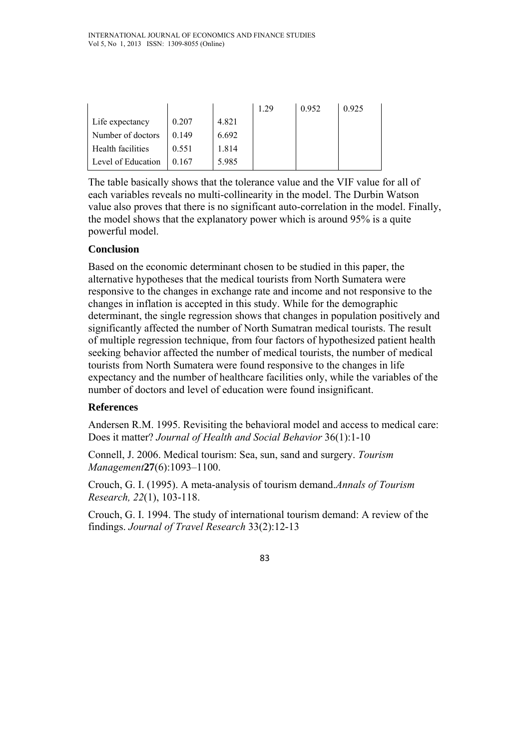| | | | 1.29 | 0.952 | 0.925 |
|---|---|---|---|---|---|
| Life expectancy | 0.207 | 4.821 | | | |
| Number of doctors | 0.149 | 6.692 | | | |
| Health facilities | 0.551 | 1.814 | | | |
| Level of Education | 0.167 | 5.985 | | | |

The table basically shows that the tolerance value and the VIF value for all of each variables reveals no multi-collinearity in the model. The Durbin Watson value also proves that there is no significant auto-correlation in the model. Finally, the model shows that the explanatory power which is around 95% is a quite powerful model.

## Conclusion

Based on the economic determinant chosen to be studied in this paper, the alternative hypotheses that the medical tourists from North Sumatera were responsive to the changes in exchange rate and income and not responsive to the changes in inflation is accepted in this study. While for the demographic determinant, the single regression shows that changes in population positively and significantly affected the number of North Sumatran medical tourists. The result of multiple regression technique, from four factors of hypothesized patient health seeking behavior affected the number of medical tourists, the number of medical tourists from North Sumatera were found responsive to the changes in life expectancy and the number of healthcare facilities only, while the variables of the number of doctors and level of education were found insignificant.

## References

Andersen R.M. 1995. Revisiting the behavioral model and access to medical care: Does it matter? *Journal of Health and Social Behavior* 36(1):1-10

Connell, J. 2006. Medical tourism: Sea, sun, sand and surgery. *Tourism Management***27**(6):1093–1100.

Crouch, G. I. (1995). A meta-analysis of tourism demand.*Annals of Tourism Research, 22*(1), 103-118.

Crouch, G. I. 1994. The study of international tourism demand: A review of the findings. *Journal of Travel Research* 33(2):12-13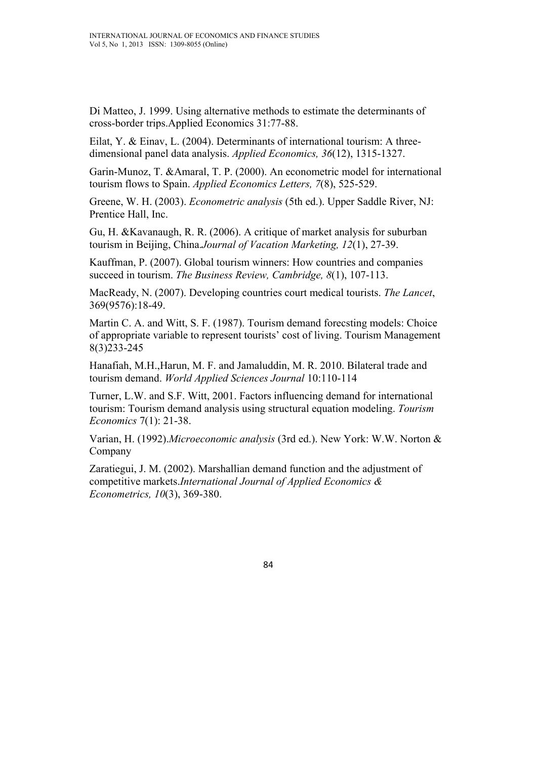Di Matteo, J. 1999. Using alternative methods to estimate the determinants of cross-border trips.Applied Economics 31:77-88.

Eilat, Y. & Einav, L. (2004). Determinants of international tourism: A three-dimensional panel data analysis. *Applied Economics, 36*(12), 1315-1327.

Garin-Munoz, T. &Amaral, T. P. (2000). An econometric model for international tourism flows to Spain. *Applied Economics Letters, 7*(8), 525-529.

Greene, W. H. (2003). *Econometric analysis* (5th ed.). Upper Saddle River, NJ: Prentice Hall, Inc.

Gu, H. &Kavanaugh, R. R. (2006). A critique of market analysis for suburban tourism in Beijing, China.*Journal of Vacation Marketing, 12*(1), 27-39.

Kauffman, P. (2007). Global tourism winners: How countries and companies succeed in tourism. *The Business Review, Cambridge, 8*(1), 107-113.

MacReady, N. (2007). Developing countries court medical tourists. *The Lancet*, 369(9576):18-49.

Martin C. A. and Witt, S. F. (1987). Tourism demand forecsting models: Choice of appropriate variable to represent tourists' cost of living. Tourism Management 8(3)233-245

Hanafiah, M.H.,Harun, M. F. and Jamaluddin, M. R. 2010. Bilateral trade and tourism demand. *World Applied Sciences Journal* 10:110-114

Turner, L.W. and S.F. Witt, 2001. Factors influencing demand for international tourism: Tourism demand analysis using structural equation modeling. *Tourism Economics* 7(1): 21-38.

Varian, H. (1992).*Microeconomic analysis* (3rd ed.). New York: W.W. Norton & Company

Zaratiegui, J. M. (2002). Marshallian demand function and the adjustment of competitive markets.*International Journal of Applied Economics & Econometrics, 10*(3), 369-380.